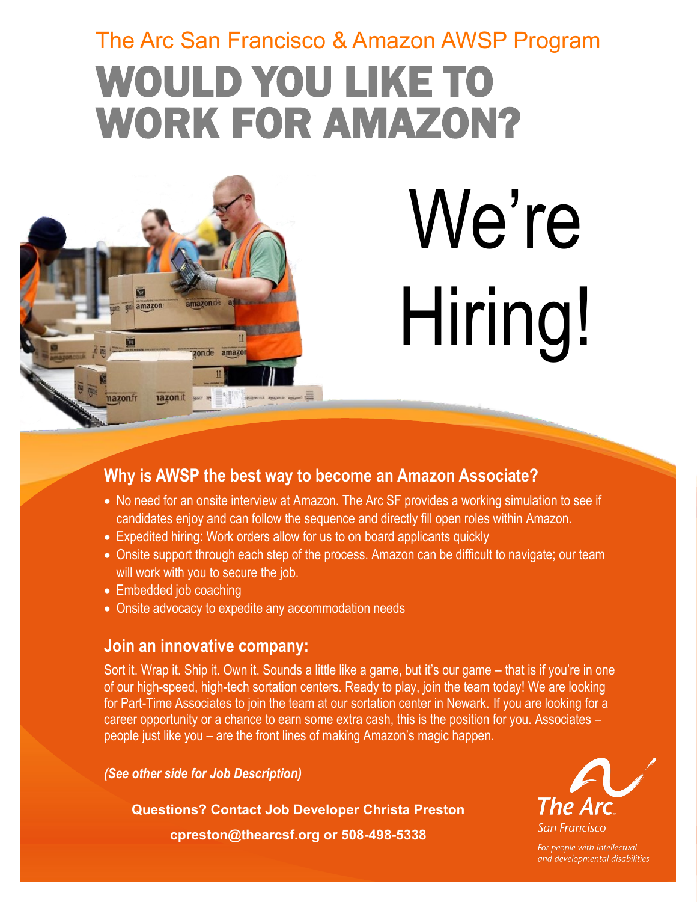The Arc San Francisco & Amazon AWSP Program

# WOULD YOU LIKE TO WORK FOR AMAZON?

# We're Hiring!

### Why is AWSP the best way to become an Amazon Associate?

- No need for an onsite interview at Amazon. The Arc SF provides a working simulation to see if candidates enjoy and can follow the sequence and directly fill open roles within Amazon.
- Expedited hiring: Work orders allow for us to on board applicants quickly
- Onsite support through each step of the process. Amazon can be difficult to navigate; our team will work with you to secure the job.
- Embedded job coaching
- Onsite advocacy to expedite any accommodation needs

### Join an innovative company:

Sort it. Wrap it. Ship it. Own it. Sounds a little like a game, but it's our game – that is if you're in one of our high-speed, high-tech sortation centers. Ready to play, join the team today! We are looking for Part-Time Associates to join the team at our sortation center in Newark. If you are looking for a career opportunity or a chance to earn some extra cash, this is the position for you. Associates – people just like you – are the front lines of making Amazon's magic happen.

***(See other side for Job Description)***

**Questions? Contact Job Developer Christa Preston**

**cpreston@thearcsf.org or 508-498-5338**

The Arc
San Francisco
For people with intellectual and developmental disabilities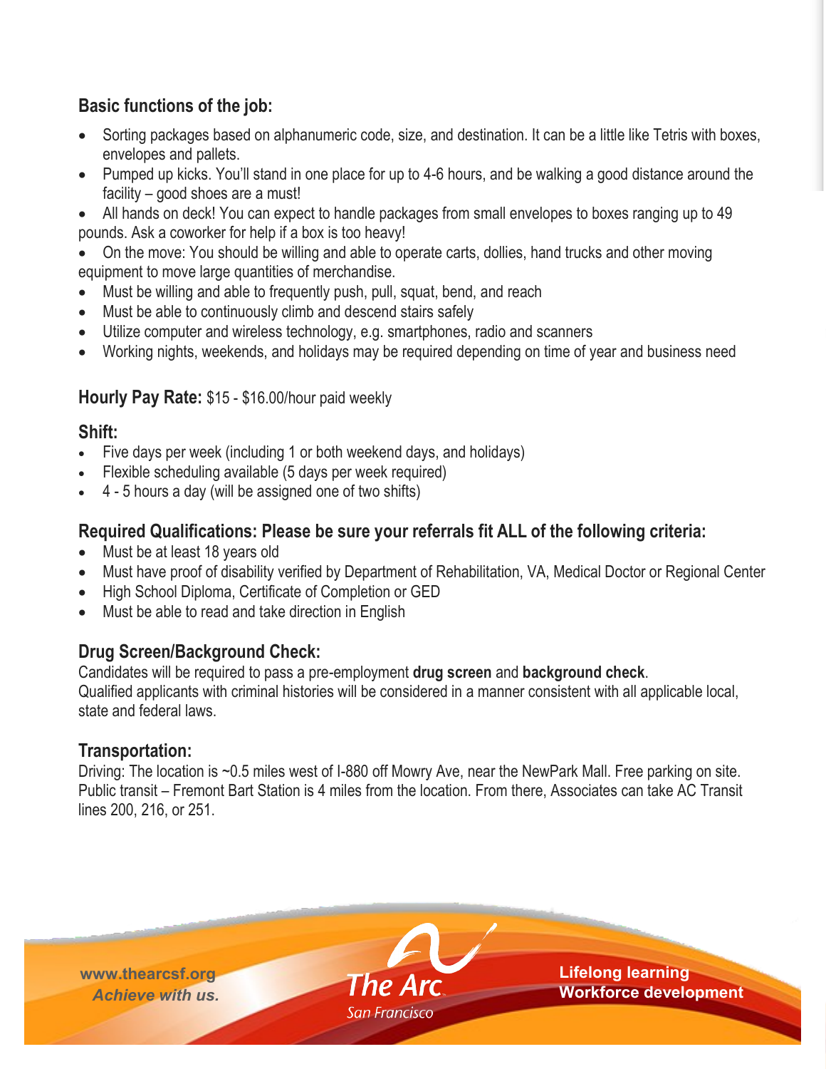### Basic functions of the job:

- Sorting packages based on alphanumeric code, size, and destination. It can be a little like Tetris with boxes, envelopes and pallets.
- Pumped up kicks. You'll stand in one place for up to 4-6 hours, and be walking a good distance around the facility – good shoes are a must!
- All hands on deck! You can expect to handle packages from small envelopes to boxes ranging up to 49 pounds. Ask a coworker for help if a box is too heavy!
- On the move: You should be willing and able to operate carts, dollies, hand trucks and other moving equipment to move large quantities of merchandise.
- Must be willing and able to frequently push, pull, squat, bend, and reach
- Must be able to continuously climb and descend stairs safely
- Utilize computer and wireless technology, e.g. smartphones, radio and scanners
- Working nights, weekends, and holidays may be required depending on time of year and business need

**Hourly Pay Rate:** $15 - $16.00/hour paid weekly

### Shift:

- Five days per week (including 1 or both weekend days, and holidays)
- Flexible scheduling available (5 days per week required)
- 4 - 5 hours a day (will be assigned one of two shifts)

### Required Qualifications: Please be sure your referrals fit ALL of the following criteria:

- Must be at least 18 years old
- Must have proof of disability verified by Department of Rehabilitation, VA, Medical Doctor or Regional Center
- High School Diploma, Certificate of Completion or GED
- Must be able to read and take direction in English

### Drug Screen/Background Check:

Candidates will be required to pass a pre-employment **drug screen** and **background check**.
Qualified applicants with criminal histories will be considered in a manner consistent with all applicable local, state and federal laws.

### Transportation:

Driving: The location is ~0.5 miles west of I-880 off Mowry Ave, near the NewPark Mall. Free parking on site.
Public transit – Fremont Bart Station is 4 miles from the location. From there, Associates can take AC Transit lines 200, 216, or 251.

www.thearcsf.org
*Achieve with us.*

The Arc San Francisco

**Lifelong learning**
**Workforce development**